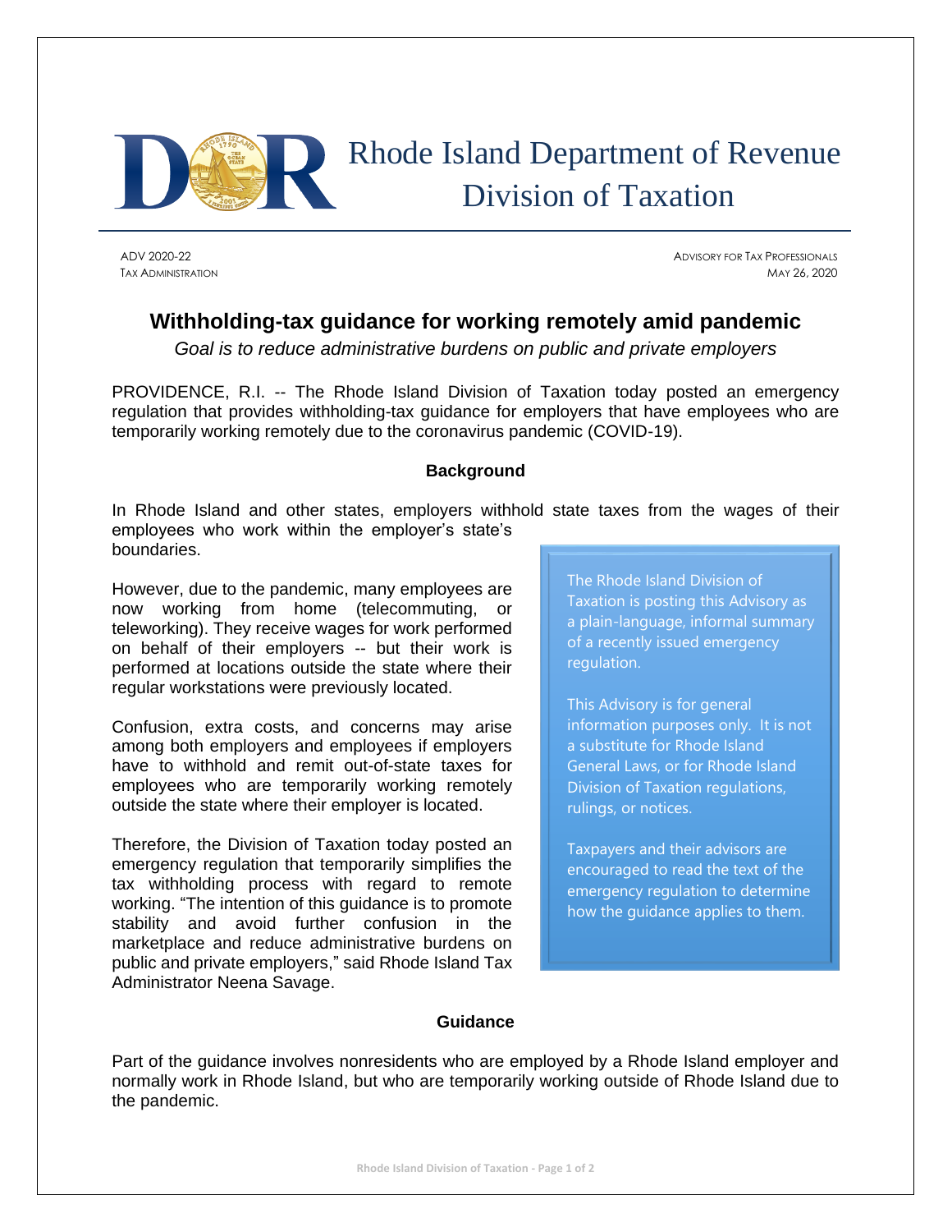# Rhode Island Department of Revenue
# Division of Taxation

ADV 2020-22
TAX ADMINISTRATION

ADVISORY FOR TAX PROFESSIONALS
MAY 26, 2020

## Withholding-tax guidance for working remotely amid pandemic

*Goal is to reduce administrative burdens on public and private employers*

PROVIDENCE, R.I. -- The Rhode Island Division of Taxation today posted an emergency regulation that provides withholding-tax guidance for employers that have employees who are temporarily working remotely due to the coronavirus pandemic (COVID-19).

### Background

In Rhode Island and other states, employers withhold state taxes from the wages of their employees who work within the employer's state's boundaries.

However, due to the pandemic, many employees are now working from home (telecommuting, or teleworking). They receive wages for work performed on behalf of their employers -- but their work is performed at locations outside the state where their regular workstations were previously located.

Confusion, extra costs, and concerns may arise among both employers and employees if employers have to withhold and remit out-of-state taxes for employees who are temporarily working remotely outside the state where their employer is located.

Therefore, the Division of Taxation today posted an emergency regulation that temporarily simplifies the tax withholding process with regard to remote working. "The intention of this guidance is to promote stability and avoid further confusion in the marketplace and reduce administrative burdens on public and private employers," said Rhode Island Tax Administrator Neena Savage.

> The Rhode Island Division of Taxation is posting this Advisory as a plain-language, informal summary of a recently issued emergency regulation.
>
> This Advisory is for general information purposes only. It is not a substitute for Rhode Island General Laws, or for Rhode Island Division of Taxation regulations, rulings, or notices.
>
> Taxpayers and their advisors are encouraged to read the text of the emergency regulation to determine how the guidance applies to them.

### Guidance

Part of the guidance involves nonresidents who are employed by a Rhode Island employer and normally work in Rhode Island, but who are temporarily working outside of Rhode Island due to the pandemic.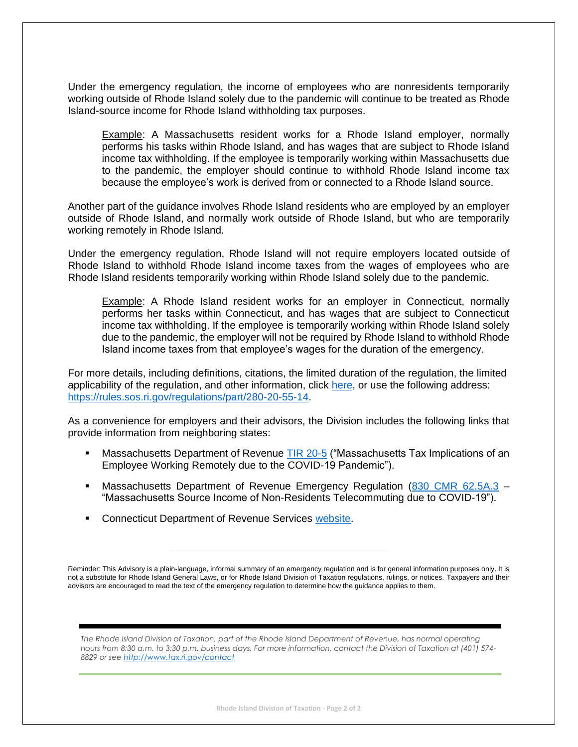Under the emergency regulation, the income of employees who are nonresidents temporarily working outside of Rhode Island solely due to the pandemic will continue to be treated as Rhode Island-source income for Rhode Island withholding tax purposes.

> Example: A Massachusetts resident works for a Rhode Island employer, normally performs his tasks within Rhode Island, and has wages that are subject to Rhode Island income tax withholding. If the employee is temporarily working within Massachusetts due to the pandemic, the employer should continue to withhold Rhode Island income tax because the employee's work is derived from or connected to a Rhode Island source.

Another part of the guidance involves Rhode Island residents who are employed by an employer outside of Rhode Island, and normally work outside of Rhode Island, but who are temporarily working remotely in Rhode Island.

Under the emergency regulation, Rhode Island will not require employers located outside of Rhode Island to withhold Rhode Island income taxes from the wages of employees who are Rhode Island residents temporarily working within Rhode Island solely due to the pandemic.

> Example: A Rhode Island resident works for an employer in Connecticut, normally performs her tasks within Connecticut, and has wages that are subject to Connecticut income tax withholding. If the employee is temporarily working within Rhode Island solely due to the pandemic, the employer will not be required by Rhode Island to withhold Rhode Island income taxes from that employee's wages for the duration of the emergency.

For more details, including definitions, citations, the limited duration of the regulation, the limited applicability of the regulation, and other information, click here, or use the following address: https://rules.sos.ri.gov/regulations/part/280-20-55-14.

As a convenience for employers and their advisors, the Division includes the following links that provide information from neighboring states:

- Massachusetts Department of Revenue TIR 20-5 ("Massachusetts Tax Implications of an Employee Working Remotely due to the COVID-19 Pandemic").
- Massachusetts Department of Revenue Emergency Regulation (830 CMR 62.5A.3 – "Massachusetts Source Income of Non-Residents Telecommuting due to COVID-19").
- Connecticut Department of Revenue Services website.

---

Reminder: This Advisory is a plain-language, informal summary of an emergency regulation and is for general information purposes only. It is not a substitute for Rhode Island General Laws, or for Rhode Island Division of Taxation regulations, rulings, or notices. Taxpayers and their advisors are encouraged to read the text of the emergency regulation to determine how the guidance applies to them.

*The Rhode Island Division of Taxation, part of the Rhode Island Department of Revenue, has normal operating hours from 8:30 a.m. to 3:30 p.m. business days. For more information, contact the Division of Taxation at (401) 574-8829 or see http://www.tax.ri.gov/contact*